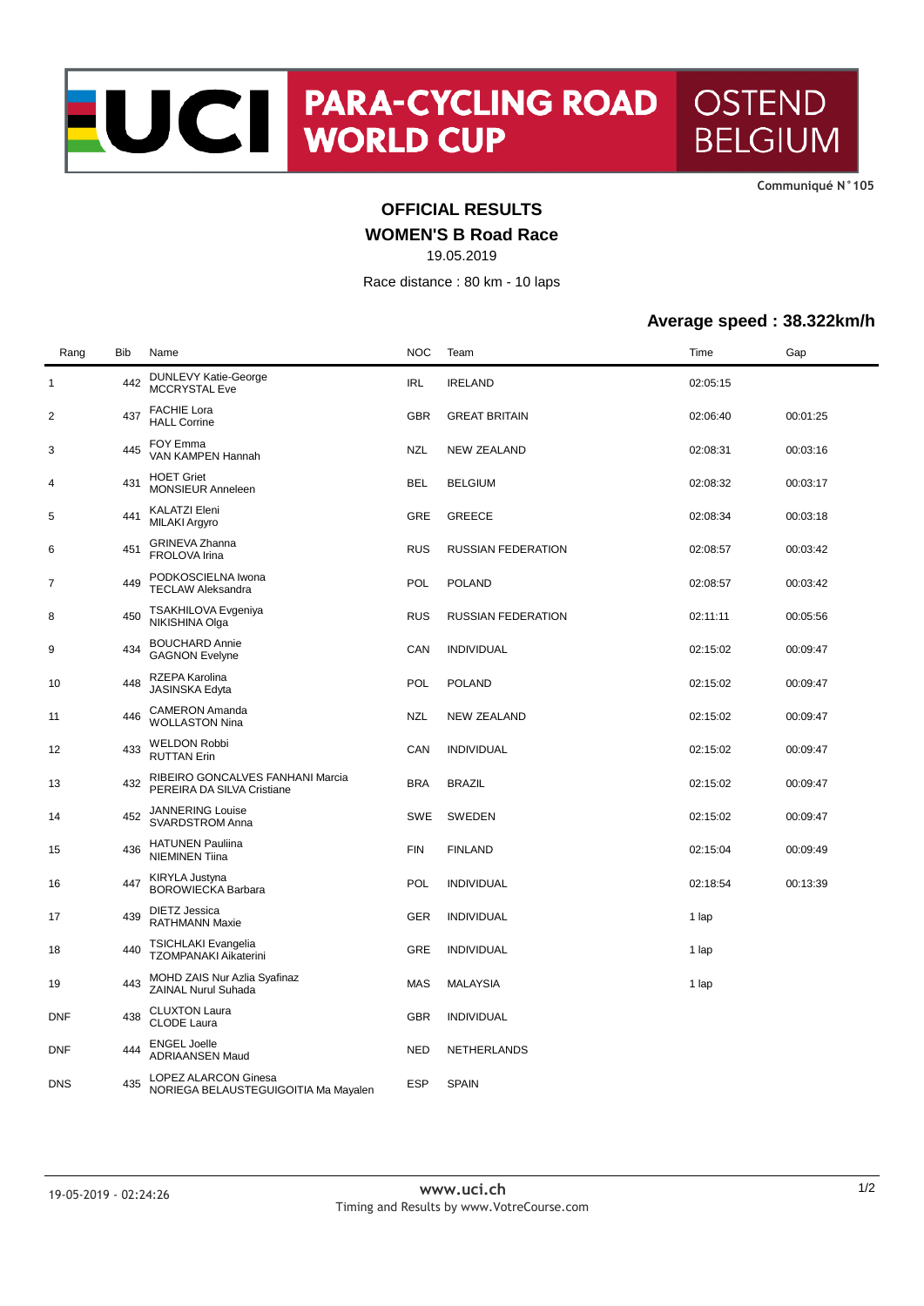# UCI PARA-CYCLING ROAD WORLD CUP OSTEND BELGIUM

Communiqué N°105

## OFFICIAL RESULTS

## WOMEN'S B Road Race

19.05.2019

Race distance : 80 km - 10 laps

### Average speed : 38.322km/h

| Rang | Bib | Name | NOC | Team | Time | Gap |
|---|---|---|---|---|---|---|
| 1 | 442 | DUNLEVY Katie-George<br>MCCRYSTAL Eve | IRL | IRELAND | 02:05:15 | |
| 2 | 437 | FACHIE Lora<br>HALL Corrine | GBR | GREAT BRITAIN | 02:06:40 | 00:01:25 |
| 3 | 445 | FOY Emma<br>VAN KAMPEN Hannah | NZL | NEW ZEALAND | 02:08:31 | 00:03:16 |
| 4 | 431 | HOET Griet<br>MONSIEUR Anneleen | BEL | BELGIUM | 02:08:32 | 00:03:17 |
| 5 | 441 | KALATZI Eleni<br>MILAKI Argyro | GRE | GREECE | 02:08:34 | 00:03:18 |
| 6 | 451 | GRINEVA Zhanna<br>FROLOVA Irina | RUS | RUSSIAN FEDERATION | 02:08:57 | 00:03:42 |
| 7 | 449 | PODKOSCIELNA Iwona<br>TECLAW Aleksandra | POL | POLAND | 02:08:57 | 00:03:42 |
| 8 | 450 | TSAKHILOVA Evgeniya<br>NIKISHINA Olga | RUS | RUSSIAN FEDERATION | 02:11:11 | 00:05:56 |
| 9 | 434 | BOUCHARD Annie<br>GAGNON Evelyne | CAN | INDIVIDUAL | 02:15:02 | 00:09:47 |
| 10 | 448 | RZEPA Karolina<br>JASINSKA Edyta | POL | POLAND | 02:15:02 | 00:09:47 |
| 11 | 446 | CAMERON Amanda<br>WOLLASTON Nina | NZL | NEW ZEALAND | 02:15:02 | 00:09:47 |
| 12 | 433 | WELDON Robbi<br>RUTTAN Erin | CAN | INDIVIDUAL | 02:15:02 | 00:09:47 |
| 13 | 432 | RIBEIRO GONCALVES FANHANI Marcia<br>PEREIRA DA SILVA Cristiane | BRA | BRAZIL | 02:15:02 | 00:09:47 |
| 14 | 452 | JANNERING Louise<br>SVARDSTROM Anna | SWE | SWEDEN | 02:15:02 | 00:09:47 |
| 15 | 436 | HATUNEN Pauliina<br>NIEMINEN Tiina | FIN | FINLAND | 02:15:04 | 00:09:49 |
| 16 | 447 | KIRYLA Justyna<br>BOROWIECKA Barbara | POL | INDIVIDUAL | 02:18:54 | 00:13:39 |
| 17 | 439 | DIETZ Jessica<br>RATHMANN Maxie | GER | INDIVIDUAL | 1 lap | |
| 18 | 440 | TSICHLAKI Evangelia<br>TZOMPANAKI Aikaterini | GRE | INDIVIDUAL | 1 lap | |
| 19 | 443 | MOHD ZAIS Nur Azlia Syafinaz<br>ZAINAL Nurul Suhada | MAS | MALAYSIA | 1 lap | |
| DNF | 438 | CLUXTON Laura<br>CLODE Laura | GBR | INDIVIDUAL | | |
| DNF | 444 | ENGEL Joelle<br>ADRIAANSEN Maud | NED | NETHERLANDS | | |
| DNS | 435 | LOPEZ ALARCON Ginesa<br>NORIEGA BELAUSTEGUIGOITIA Ma Mayalen | ESP | SPAIN | | |

19-05-2019 - 02:24:26

www.uci.ch
Timing and Results by www.VotreCourse.com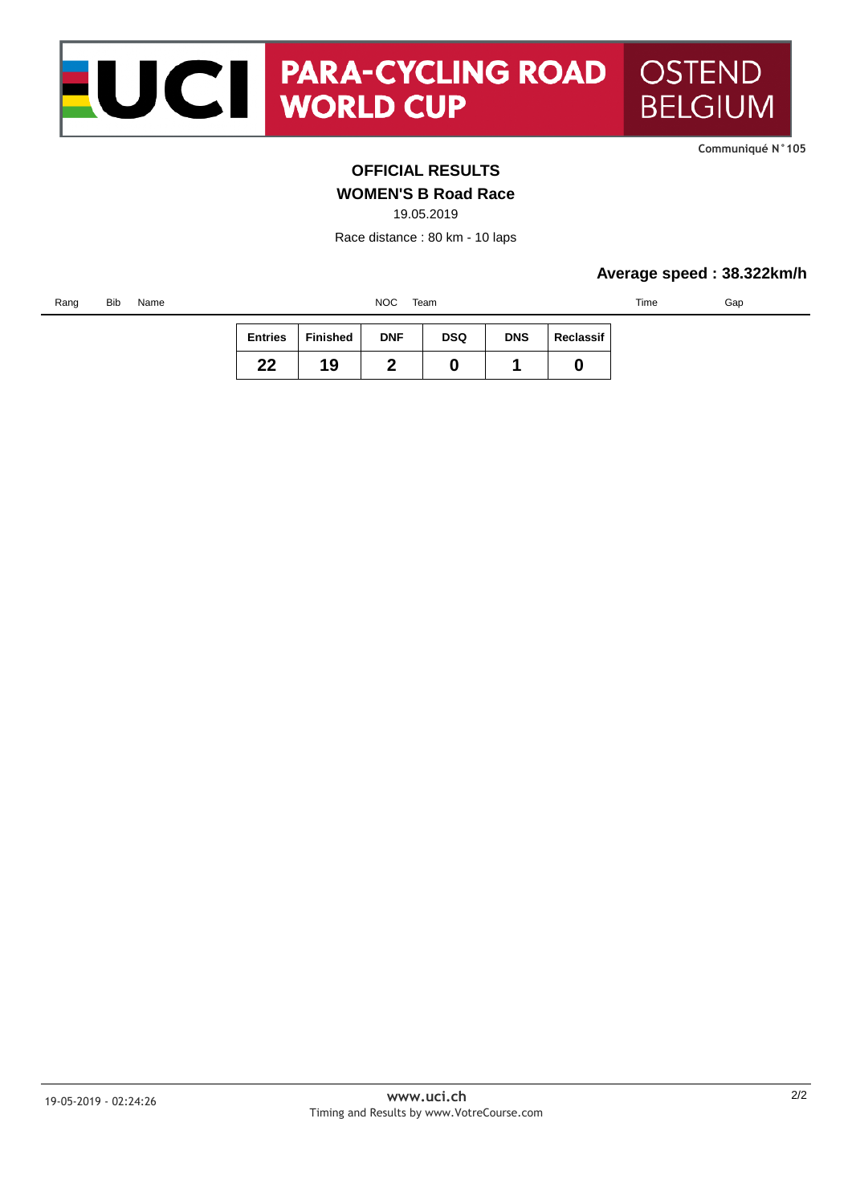PARA-CYCLING ROAD WORLD CUP OSTEND BELGIUM

Communiqué N°105

# OFFICIAL RESULTS

## WOMEN'S B Road Race

19.05.2019

Race distance : 80 km - 10 laps

**Average speed : 38.322km/h**

| Rang | Bib | Name | NOC | Team | Time | Gap |
|---|---|---|---|---|---|---|

| Entries | Finished | DNF | DSQ | DNS | Reclassif |
|---|---|---|---|---|---|
| 22 | 19 | 2 | 0 | 1 | 0 |

19-05-2019 - 02:24:26

www.uci.ch

Timing and Results by www.VotreCourse.com